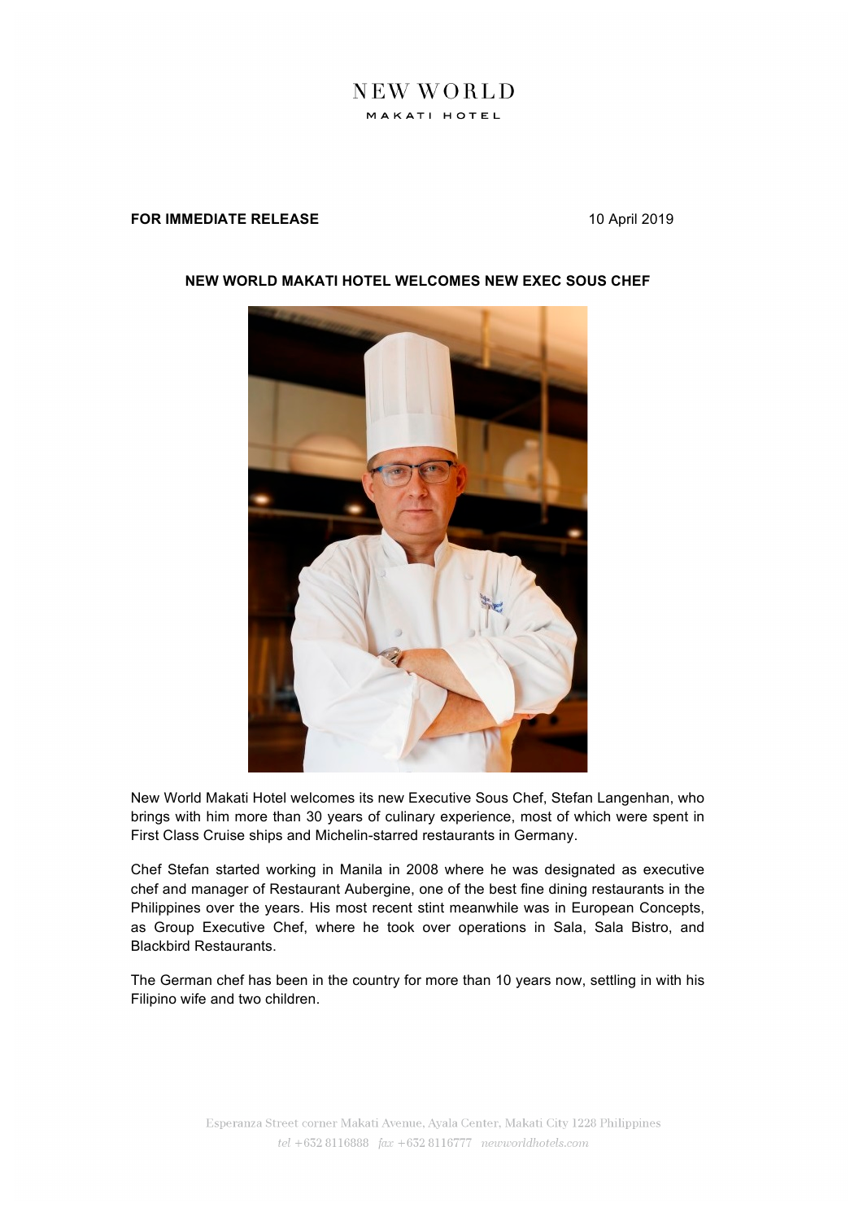NEW WORLD

MAKATI HOTEL

**FOR IMMEDIATE RELEASE** 10 April 2019

**NEW WORLD MAKATI HOTEL WELCOMES NEW EXEC SOUS CHEF**

New World Makati Hotel welcomes its new Executive Sous Chef, Stefan Langenhan, who brings with him more than 30 years of culinary experience, most of which were spent in First Class Cruise ships and Michelin-starred restaurants in Germany.

Chef Stefan started working in Manila in 2008 where he was designated as executive chef and manager of Restaurant Aubergine, one of the best fine dining restaurants in the Philippines over the years. His most recent stint meanwhile was in European Concepts, as Group Executive Chef, where he took over operations in Sala, Sala Bistro, and Blackbird Restaurants.

The German chef has been in the country for more than 10 years now, settling in with his Filipino wife and two children.

Esperanza Street corner Makati Avenue, Ayala Center, Makati City 1228 Philippines
*tel* +632 8116888 *fax* +632 8116777 *newworldhotels.com*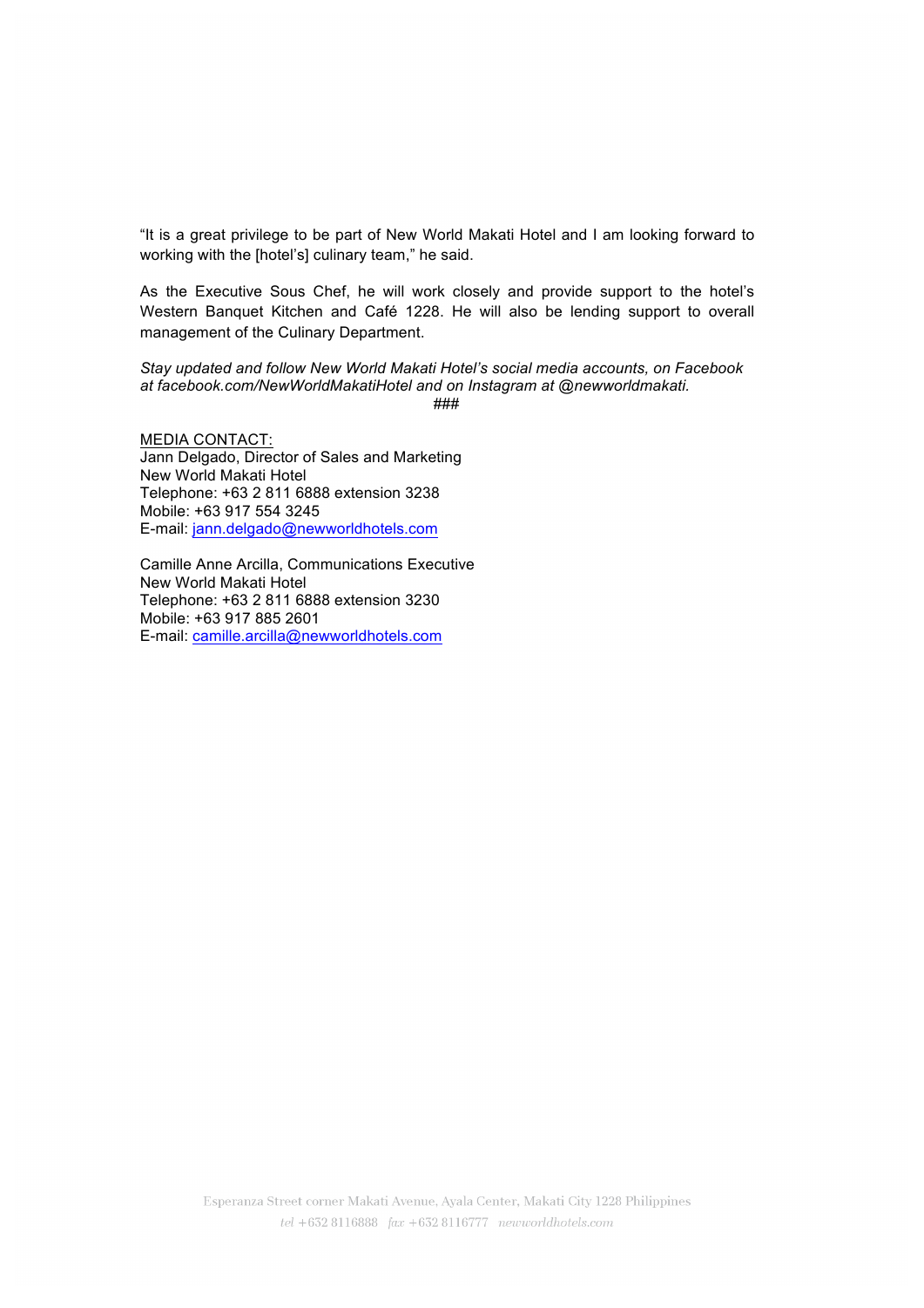"It is a great privilege to be part of New World Makati Hotel and I am looking forward to working with the [hotel's] culinary team," he said.

As the Executive Sous Chef, he will work closely and provide support to the hotel's Western Banquet Kitchen and Café 1228. He will also be lending support to overall management of the Culinary Department.

*Stay updated and follow New World Makati Hotel's social media accounts, on Facebook at facebook.com/NewWorldMakatiHotel and on Instagram at @newworldmakati.*

###

MEDIA CONTACT:
Jann Delgado, Director of Sales and Marketing
New World Makati Hotel
Telephone: +63 2 811 6888 extension 3238
Mobile: +63 917 554 3245
E-mail: jann.delgado@newworldhotels.com

Camille Anne Arcilla, Communications Executive
New World Makati Hotel
Telephone: +63 2 811 6888 extension 3230
Mobile: +63 917 885 2601
E-mail: camille.arcilla@newworldhotels.com